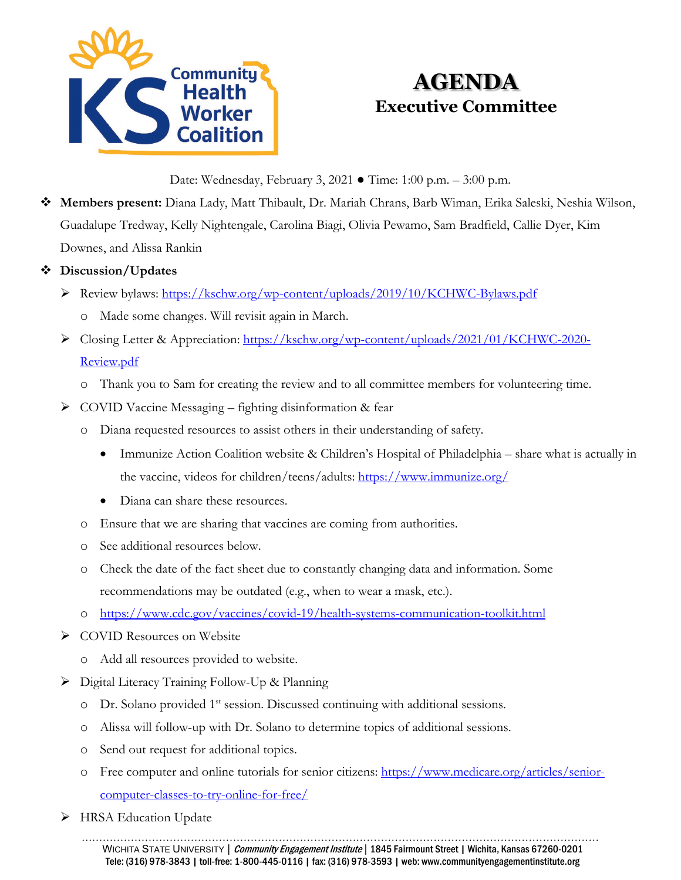# AGENDA

## Executive Committee

Date: Wednesday, February 3, 2021 ● Time: 1:00 p.m. – 3:00 p.m.

- **Members present:** Diana Lady, Matt Thibault, Dr. Mariah Chrans, Barb Wiman, Erika Saleski, Neshia Wilson, Guadalupe Tredway, Kelly Nightengale, Carolina Biagi, Olivia Pewamo, Sam Bradfield, Callie Dyer, Kim Downes, and Alissa Rankin
- **Discussion/Updates**
  - Review bylaws: https://kschw.org/wp-content/uploads/2019/10/KCHWC-Bylaws.pdf
    - Made some changes. Will revisit again in March.
  - Closing Letter & Appreciation: https://kschw.org/wp-content/uploads/2021/01/KCHWC-2020-Review.pdf
    - Thank you to Sam for creating the review and to all committee members for volunteering time.
  - COVID Vaccine Messaging – fighting disinformation & fear
    - Diana requested resources to assist others in their understanding of safety.
      - Immunize Action Coalition website & Children's Hospital of Philadelphia – share what is actually in the vaccine, videos for children/teens/adults: https://www.immunize.org/
      - Diana can share these resources.
    - Ensure that we are sharing that vaccines are coming from authorities.
    - See additional resources below.
    - Check the date of the fact sheet due to constantly changing data and information. Some recommendations may be outdated (e.g., when to wear a mask, etc.).
    - https://www.cdc.gov/vaccines/covid-19/health-systems-communication-toolkit.html
  - COVID Resources on Website
    - Add all resources provided to website.
  - Digital Literacy Training Follow-Up & Planning
    - Dr. Solano provided 1st session. Discussed continuing with additional sessions.
    - Alissa will follow-up with Dr. Solano to determine topics of additional sessions.
    - Send out request for additional topics.
    - Free computer and online tutorials for senior citizens: https://www.medicare.org/articles/senior-computer-classes-to-try-online-for-free/
  - HRSA Education Update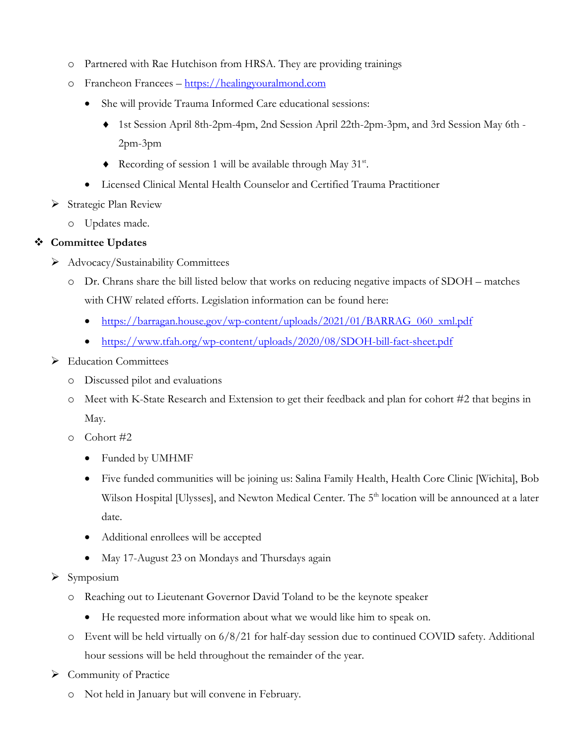- Partnered with Rae Hutchison from HRSA. They are providing trainings
- Francheon Francees – https://healingyouralmond.com
  - She will provide Trauma Informed Care educational sessions:
    - 1st Session April 8th-2pm-4pm, 2nd Session April 22th-2pm-3pm, and 3rd Session May 6th - 2pm-3pm
    - Recording of session 1 will be available through May 31st.
  - Licensed Clinical Mental Health Counselor and Certified Trauma Practitioner

- Strategic Plan Review
  - Updates made.

**Committee Updates**

- Advocacy/Sustainability Committees
  - Dr. Chrans share the bill listed below that works on reducing negative impacts of SDOH – matches with CHW related efforts. Legislation information can be found here:
    - https://barragan.house.gov/wp-content/uploads/2021/01/BARRAG_060_xml.pdf
    - https://www.tfah.org/wp-content/uploads/2020/08/SDOH-bill-fact-sheet.pdf
- Education Committees
  - Discussed pilot and evaluations
  - Meet with K-State Research and Extension to get their feedback and plan for cohort #2 that begins in May.
  - Cohort #2
    - Funded by UMHMF
    - Five funded communities will be joining us: Salina Family Health, Health Core Clinic [Wichita], Bob Wilson Hospital [Ulysses], and Newton Medical Center. The 5th location will be announced at a later date.
    - Additional enrollees will be accepted
    - May 17-August 23 on Mondays and Thursdays again
- Symposium
  - Reaching out to Lieutenant Governor David Toland to be the keynote speaker
    - He requested more information about what we would like him to speak on.
  - Event will be held virtually on 6/8/21 for half-day session due to continued COVID safety. Additional hour sessions will be held throughout the remainder of the year.
- Community of Practice
  - Not held in January but will convene in February.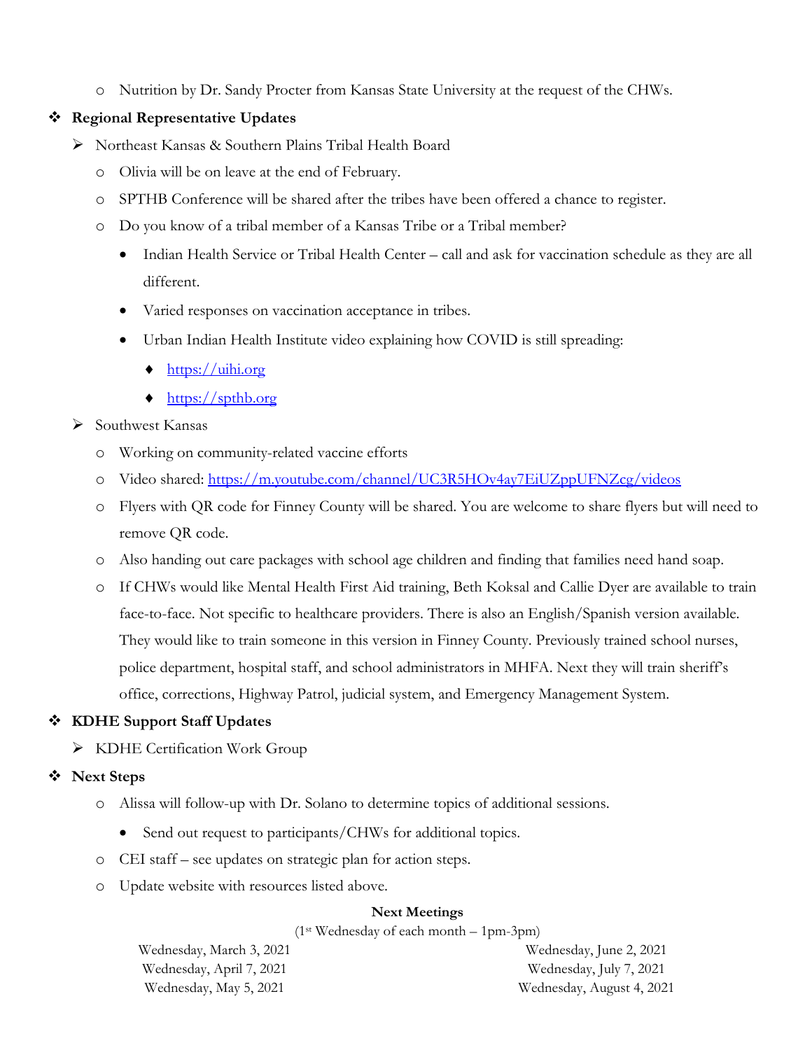- Nutrition by Dr. Sandy Procter from Kansas State University at the request of the CHWs.

- **Regional Representative Updates**
  - Northeast Kansas & Southern Plains Tribal Health Board
    - Olivia will be on leave at the end of February.
    - SPTHB Conference will be shared after the tribes have been offered a chance to register.
    - Do you know of a tribal member of a Kansas Tribe or a Tribal member?
      - Indian Health Service or Tribal Health Center – call and ask for vaccination schedule as they are all different.
      - Varied responses on vaccination acceptance in tribes.
      - Urban Indian Health Institute video explaining how COVID is still spreading:
        - https://uihi.org
        - https://spthb.org
  - Southwest Kansas
    - Working on community-related vaccine efforts
    - Video shared: https://m.youtube.com/channel/UC3R5HOv4ay7EiUZppUFNZcg/videos
    - Flyers with QR code for Finney County will be shared. You are welcome to share flyers but will need to remove QR code.
    - Also handing out care packages with school age children and finding that families need hand soap.
    - If CHWs would like Mental Health First Aid training, Beth Koksal and Callie Dyer are available to train face-to-face. Not specific to healthcare providers. There is also an English/Spanish version available. They would like to train someone in this version in Finney County. Previously trained school nurses, police department, hospital staff, and school administrators in MHFA. Next they will train sheriff's office, corrections, Highway Patrol, judicial system, and Emergency Management System.

- **KDHE Support Staff Updates**
  - KDHE Certification Work Group

- **Next Steps**
  - Alissa will follow-up with Dr. Solano to determine topics of additional sessions.
    - Send out request to participants/CHWs for additional topics.
  - CEI staff – see updates on strategic plan for action steps.
  - Update website with resources listed above.

**Next Meetings**

(1st Wednesday of each month – 1pm-3pm)

| | |
|---|---|
| Wednesday, March 3, 2021 | Wednesday, June 2, 2021 |
| Wednesday, April 7, 2021 | Wednesday, July 7, 2021 |
| Wednesday, May 5, 2021 | Wednesday, August 4, 2021 |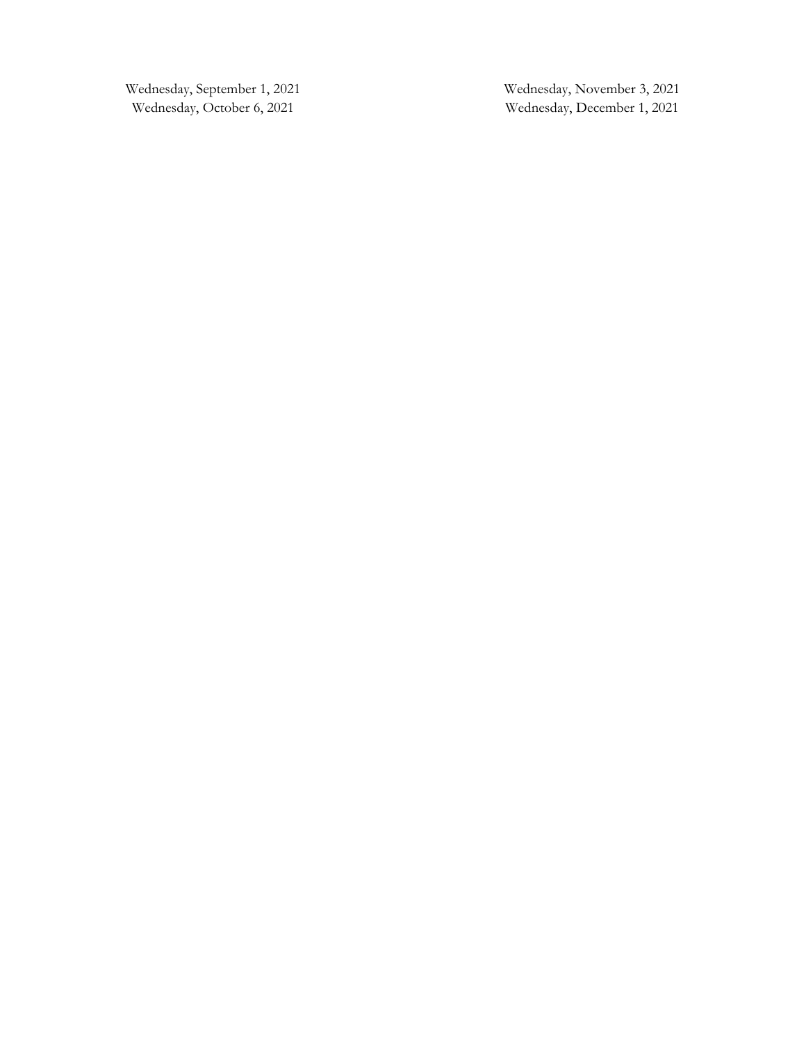Wednesday, September 1, 2021
Wednesday, October 6, 2021

Wednesday, November 3, 2021
Wednesday, December 1, 2021